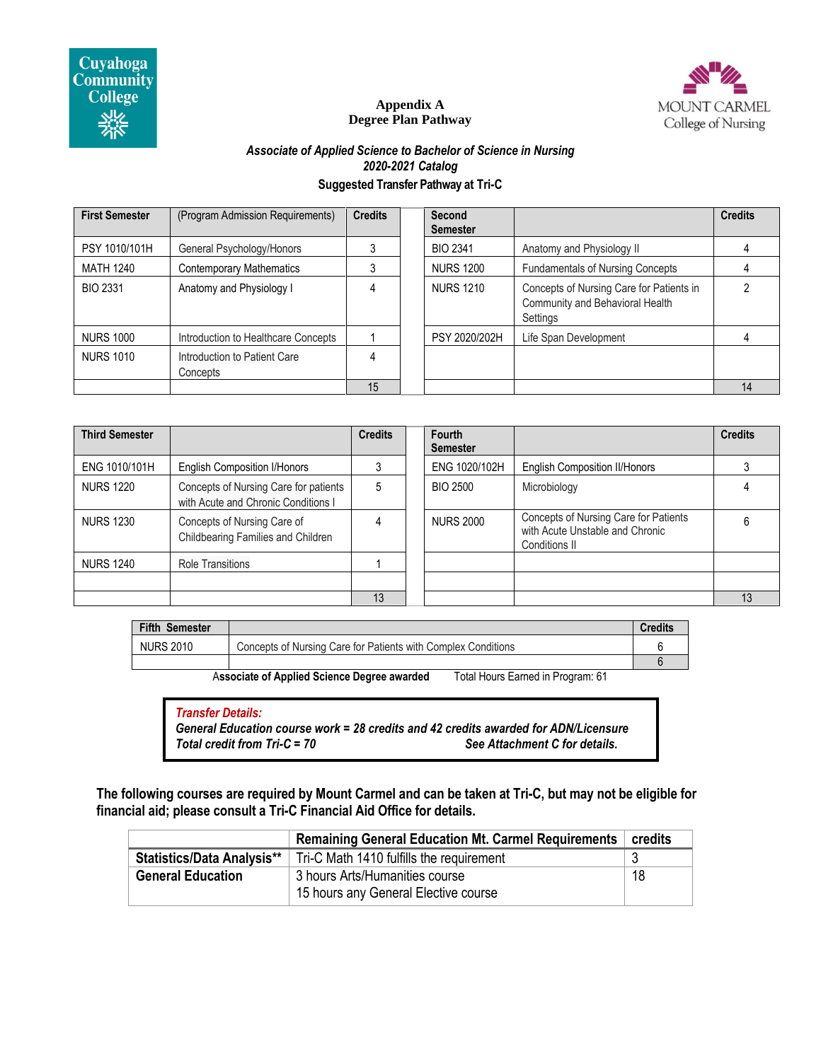Cuyahoga Community College

**Appendix A**
**Degree Plan Pathway**

MOUNT CARMEL College of Nursing

***Associate of Applied Science to Bachelor of Science in Nursing***
***2020-2021 Catalog***

**Suggested Transfer Pathway at Tri-C**

| First Semester | (Program Admission Requirements) | Credits | | Second Semester | | Credits |
|---|---|---|---|---|---|---|
| PSY 1010/101H | General Psychology/Honors | 3 | | BIO 2341 | Anatomy and Physiology II | 4 |
| MATH 1240 | Contemporary Mathematics | 3 | | NURS 1200 | Fundamentals of Nursing Concepts | 4 |
| BIO 2331 | Anatomy and Physiology I | 4 | | NURS 1210 | Concepts of Nursing Care for Patients in Community and Behavioral Health Settings | 2 |
| NURS 1000 | Introduction to Healthcare Concepts | 1 | | PSY 2020/202H | Life Span Development | 4 |
| NURS 1010 | Introduction to Patient Care Concepts | 4 | | | | |
| | | 15 | | | | 14 |

| Third Semester | | Credits | | Fourth Semester | | Credits |
|---|---|---|---|---|---|---|
| ENG 1010/101H | English Composition I/Honors | 3 | | ENG 1020/102H | English Composition II/Honors | 3 |
| NURS 1220 | Concepts of Nursing Care for patients with Acute and Chronic Conditions I | 5 | | BIO 2500 | Microbiology | 4 |
| NURS 1230 | Concepts of Nursing Care of Childbearing Families and Children | 4 | | NURS 2000 | Concepts of Nursing Care for Patients with Acute Unstable and Chronic Conditions II | 6 |
| NURS 1240 | Role Transitions | 1 | | | | |
| | | | | | | |
| | | 13 | | | | 13 |

| Fifth Semester | | Credits |
|---|---|---|
| NURS 2010 | Concepts of Nursing Care for Patients with Complex Conditions | 6 |
| | | 6 |

Associate of Applied Science Degree awarded     Total Hours Earned in Program: 61

***Transfer Details:***
***General Education course work = 28 credits and 42 credits awarded for ADN/Licensure***
***Total credit from Tri-C = 70*** ***See Attachment C for details.***

**The following courses are required by Mount Carmel and can be taken at Tri-C, but may not be eligible for financial aid; please consult a Tri-C Financial Aid Office for details.**

| | Remaining General Education Mt. Carmel Requirements | credits |
|---|---|---|
| **Statistics/Data Analysis**** | Tri-C Math 1410 fulfills the requirement | 3 |
| **General Education** | 3 hours Arts/Humanities course<br>15 hours any General Elective course | 18 |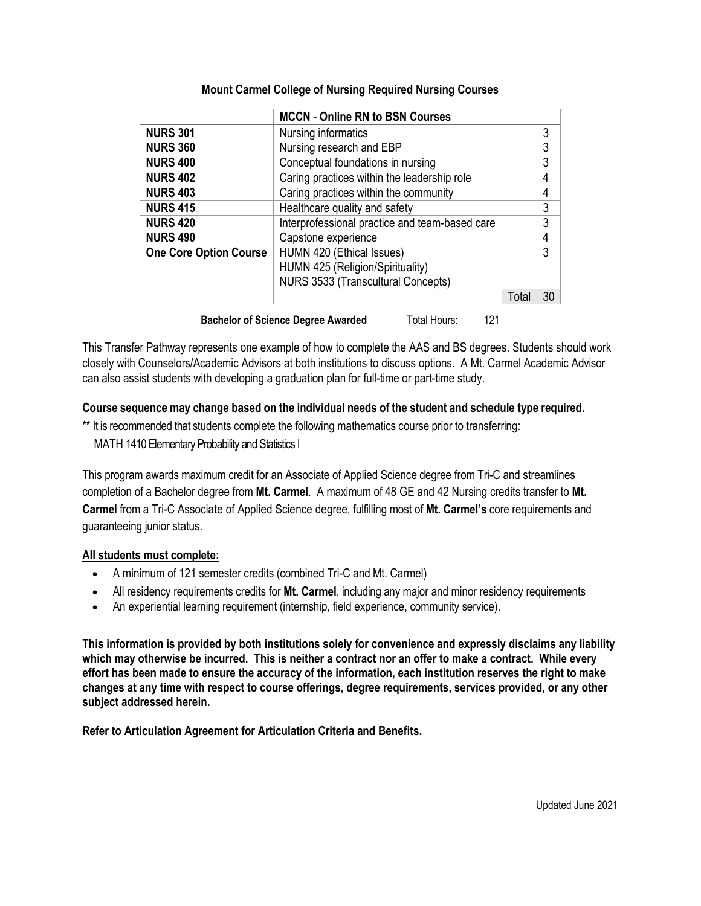### Mount Carmel College of Nursing Required Nursing Courses

| | MCCN - Online RN to BSN Courses | | |
|---|---|---|---|
| **NURS 301** | Nursing informatics | | 3 |
| **NURS 360** | Nursing research and EBP | | 3 |
| **NURS 400** | Conceptual foundations in nursing | | 3 |
| **NURS 402** | Caring practices within the leadership role | | 4 |
| **NURS 403** | Caring practices within the community | | 4 |
| **NURS 415** | Healthcare quality and safety | | 3 |
| **NURS 420** | Interprofessional practice and team-based care | | 3 |
| **NURS 490** | Capstone experience | | 4 |
| **One Core Option Course** | HUMN 420 (Ethical Issues)<br>HUMN 425 (Religion/Spirituality)<br>NURS 3533 (Transcultural Concepts) | | 3 |
| | | Total | 30 |

**Bachelor of Science Degree Awarded** Total Hours: 121

This Transfer Pathway represents one example of how to complete the AAS and BS degrees. Students should work closely with Counselors/Academic Advisors at both institutions to discuss options. A Mt. Carmel Academic Advisor can also assist students with developing a graduation plan for full-time or part-time study.

**Course sequence may change based on the individual needs of the student and schedule type required.**

** It is recommended that students complete the following mathematics course prior to transferring:
MATH 1410 Elementary Probability and Statistics I

This program awards maximum credit for an Associate of Applied Science degree from Tri-C and streamlines completion of a Bachelor degree from **Mt. Carmel**. A maximum of 48 GE and 42 Nursing credits transfer to **Mt. Carmel** from a Tri-C Associate of Applied Science degree, fulfilling most of **Mt. Carmel's** core requirements and guaranteeing junior status.

**All students must complete:**

- A minimum of 121 semester credits (combined Tri-C and Mt. Carmel)
- All residency requirements credits for **Mt. Carmel**, including any major and minor residency requirements
- An experiential learning requirement (internship, field experience, community service).

**This information is provided by both institutions solely for convenience and expressly disclaims any liability which may otherwise be incurred. This is neither a contract nor an offer to make a contract. While every effort has been made to ensure the accuracy of the information, each institution reserves the right to make changes at any time with respect to course offerings, degree requirements, services provided, or any other subject addressed herein.**

**Refer to Articulation Agreement for Articulation Criteria and Benefits.**

Updated June 2021